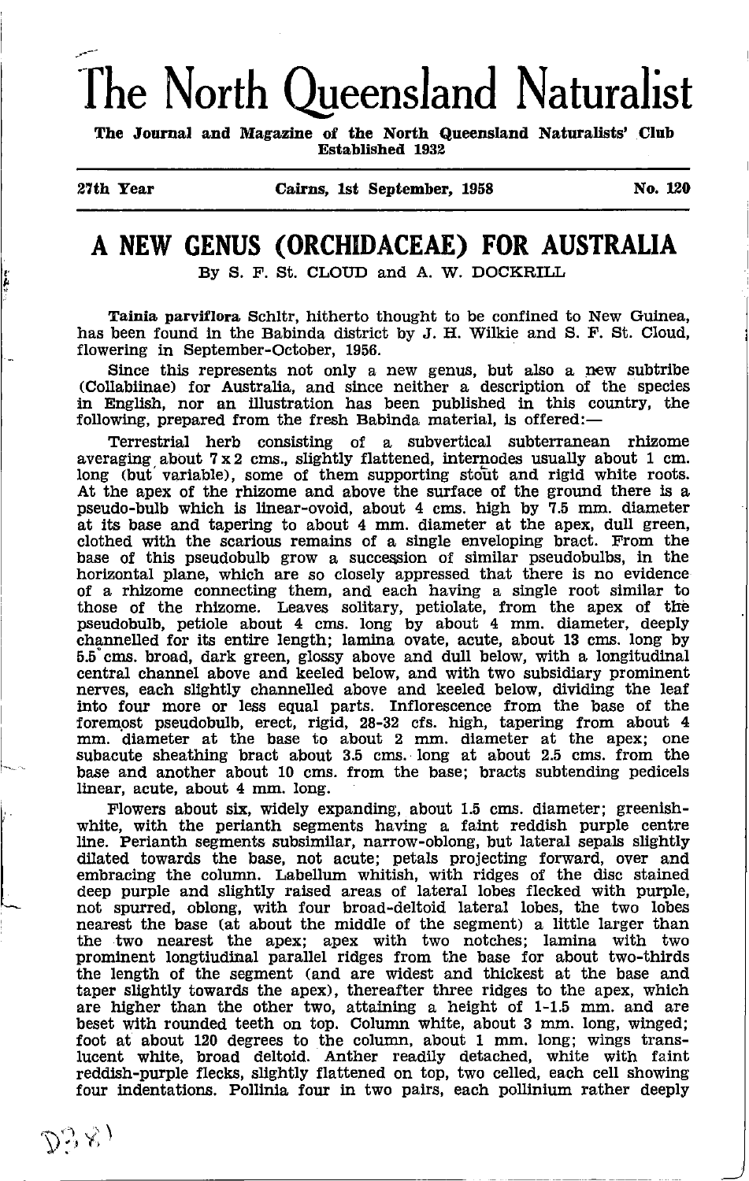# The North Queensland Naturalist

**The Journal and Magazine of the North Queensland Naturalists' Club**
**Established 1932**

**27th Year** — **Cairns, 1st September, 1958** — **No. 120**

## A NEW GENUS (ORCHIDACEAE) FOR AUSTRALIA

By S. F. St. CLOUD and A. W. DOCKRILL

**Tainia parviflora** Schltr, hitherto thought to be confined to New Guinea, has been found in the Babinda district by J. H. Wilkie and S. F. St. Cloud, flowering in September-October, 1956.

Since this represents not only a new genus, but also a new subtribe (Collabiinae) for Australia, and since neither a description of the species in English, nor an illustration has been published in this country, the following, prepared from the fresh Babinda material, is offered:—

Terrestrial herb consisting of a subvertical subterranean rhizome averaging about 7 x 2 cms., slightly flattened, internodes usually about 1 cm. long (but variable), some of them supporting stout and rigid white roots. At the apex of the rhizome and above the surface of the ground there is a pseudo-bulb which is linear-ovoid, about 4 cms. high by 7.5 mm. diameter at its base and tapering to about 4 mm. diameter at the apex, dull green, clothed with the scarious remains of a single enveloping bract. From the base of this pseudobulb grow a succession of similar pseudobulbs, in the horizontal plane, which are so closely appressed that there is no evidence of a rhizome connecting them, and each having a single root similar to those of the rhizome. Leaves solitary, petiolate, from the apex of the pseudobulb, petiole about 4 cms. long by about 4 mm. diameter, deeply channelled for its entire length; lamina ovate, acute, about 13 cms. long by 5.5 cms. broad, dark green, glossy above and dull below, with a longitudinal central channel above and keeled below, and with two subsidiary prominent nerves, each slightly channelled above and keeled below, dividing the leaf into four more or less equal parts. Inflorescence from the base of the foremost pseudobulb, erect, rigid, 28-32 cfs. high, tapering from about 4 mm. diameter at the base to about 2 mm. diameter at the apex; one subacute sheathing bract about 3.5 cms. long at about 2.5 cms. from the base and another about 10 cms. from the base; bracts subtending pedicels linear, acute, about 4 mm. long.

Flowers about six, widely expanding, about 1.5 cms. diameter; greenish-white, with the perianth segments having a faint reddish purple centre line. Perianth segments subsimilar, narrow-oblong, but lateral sepals slightly dilated towards the base, not acute; petals projecting forward, over and embracing the column. Labellum whitish, with ridges of the disc stained deep purple and slightly raised areas of lateral lobes flecked with purple, not spurred, oblong, with four broad-deltoid lateral lobes, the two lobes nearest the base (at about the middle of the segment) a little larger than the two nearest the apex; apex with two notches; lamina with two prominent longtiudinal parallel ridges from the base for about two-thirds the length of the segment (and are widest and thickest at the base and taper slightly towards the apex), thereafter three ridges to the apex, which are higher than the other two, attaining a height of 1-1.5 mm. and are beset with rounded teeth on top. Column white, about 3 mm. long, winged; foot at about 120 degrees to the column, about 1 mm. long; wings translucent white, broad deltoid. Anther readily detached, white with faint reddish-purple flecks, slightly flattened on top, two celled, each cell showing four indentations. Pollinia four in two pairs, each pollinium rather deeply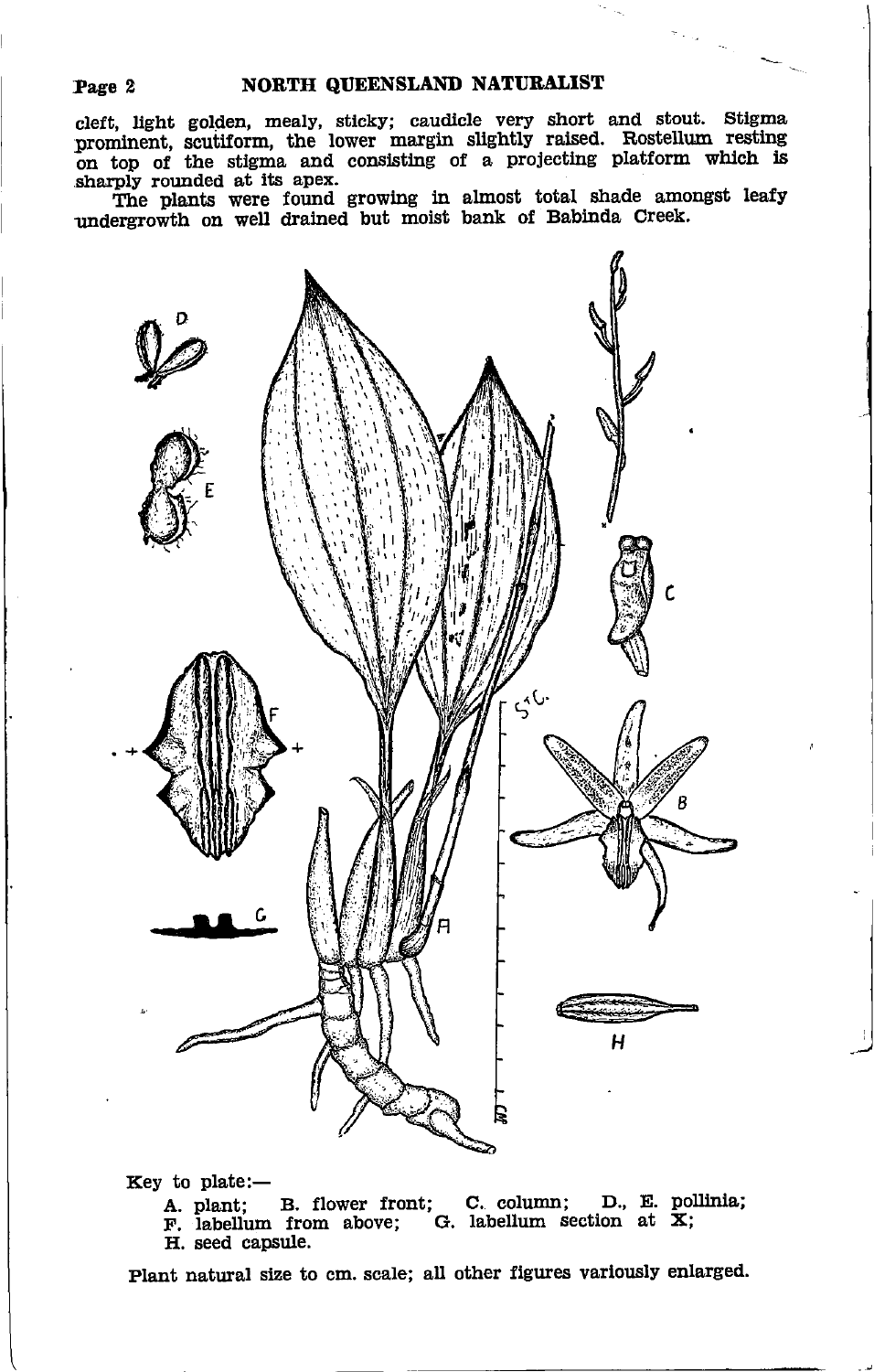cleft, light golden, mealy, sticky; caudicle very short and stout. Stigma prominent, scutiform, the lower margin slightly raised. Rostellum resting on top of the stigma and consisting of a projecting platform which is sharply rounded at its apex.

The plants were found growing in almost total shade amongst leafy undergrowth on well drained but moist bank of Babinda Creek.

Key to plate:—

A. plant; B. flower front; C. column; D., E. pollinia; F. labellum from above; G. labellum section at X; H. seed capsule.

Plant natural size to cm. scale; all other figures variously enlarged.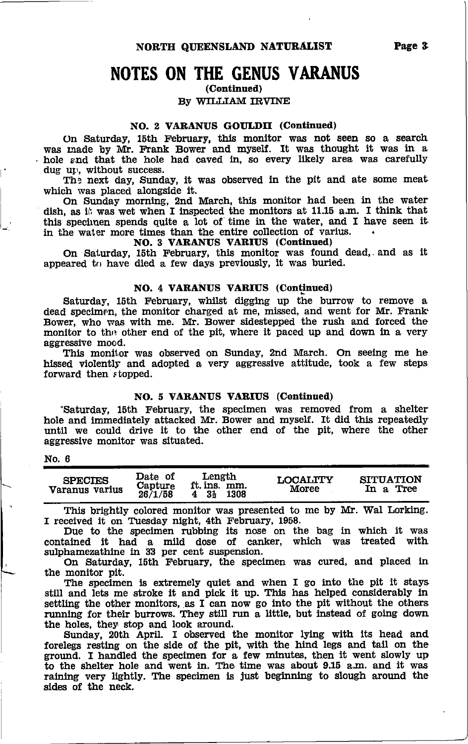# NOTES ON THE GENUS VARANUS

(Continued)

By WILLIAM IRVINE

### NO. 2 VARANUS GOULDII (Continued)

On Saturday, 15th February, this monitor was not seen so a search was made by Mr. Frank Bower and myself. It was thought it was in a hole and that the hole had caved in, so every likely area was carefully dug up, without success.

The next day, Sunday, it was observed in the pit and ate some meat which was placed alongside it.

On Sunday morning, 2nd March, this monitor had been in the water dish, as it was wet when I inspected the monitors at 11.15 a.m. I think that this specimen spends quite a lot of time in the water, and I have seen it in the water more times than the entire collection of varius.

### NO. 3 VARANUS VARIUS (Continued)

On Saturday, 15th February, this monitor was found dead, and as it appeared to have died a few days previously, it was buried.

### NO. 4 VARANUS VARIUS (Continued)

Saturday, 15th February, whilst digging up the burrow to remove a dead specimen, the monitor charged at me, missed, and went for Mr. Frank Bower, who was with me. Mr. Bower sidestepped the rush and forced the monitor to the other end of the pit, where it paced up and down in a very aggressive mood.

This monitor was observed on Sunday, 2nd March. On seeing me he hissed violently and adopted a very aggressive attitude, took a few steps forward then stopped.

### NO. 5 VARANUS VARIUS (Continued)

Saturday, 15th February, the specimen was removed from a shelter hole and immediately attacked Mr. Bower and myself. It did this repeatedly until we could drive it to the other end of the pit, where the other aggressive monitor was situated.

No. 6

| SPECIES | Date of Capture | Length ft. ins. mm. | LOCALITY | SITUATION |
|---|---|---|---|---|
| Varanus varius | 26/1/58 | 4 3½ 1308 | Moree | In a Tree |

This brightly colored monitor was presented to me by Mr. Wal Lorking. I received it on Tuesday night, 4th February, 1958.

Due to the specimen rubbing its nose on the bag in which it was contained it had a mild dose of canker, which was treated with sulphamezathine in 33 per cent suspension.

On Saturday, 15th February, the specimen was cured, and placed in the monitor pit.

The specimen is extremely quiet and when I go into the pit it stays still and lets me stroke it and pick it up. This has helped considerably in settling the other monitors, as I can now go into the pit without the others running for their burrows. They still run a little, but instead of going down the holes, they stop and look around.

Sunday, 20th April. I observed the monitor lying with its head and forelegs resting on the side of the pit, with the hind legs and tail on the ground. I handled the specimen for a few minutes, then it went slowly up to the shelter hole and went in. The time was about 9.15 a.m. and it was raining very lightly. The specimen is just beginning to slough around the sides of the neck.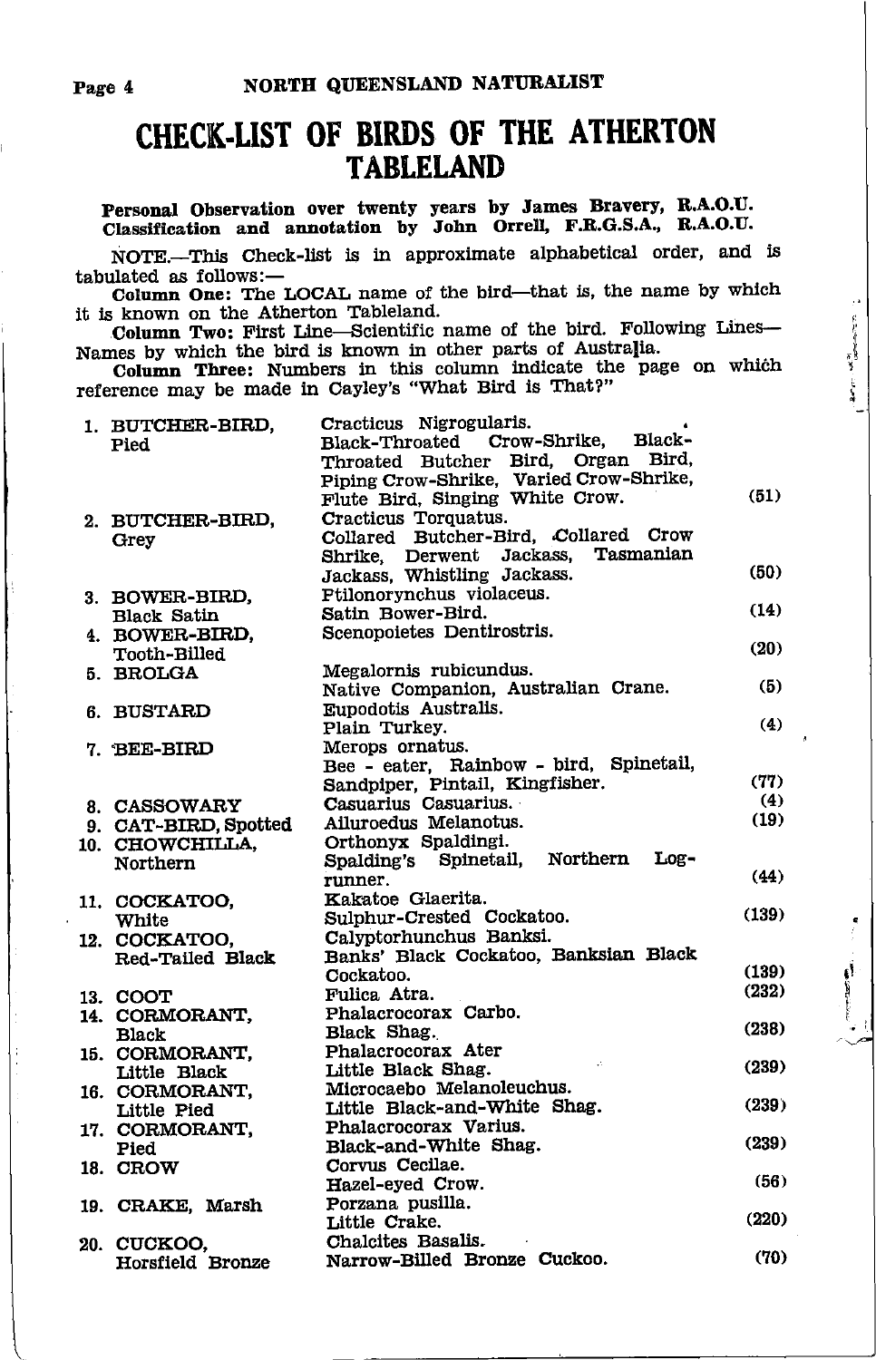# CHECK-LIST OF BIRDS OF THE ATHERTON TABLELAND

**Personal Observation over twenty years by James Bravery, R.A.O.U.**
**Classification and annotation by John Orrell, F.R.G.S.A., R.A.O.U.**

NOTE.—This Check-list is in approximate alphabetical order, and is tabulated as follows:—

**Column One:** The LOCAL name of the bird—that is, the name by which it is known on the Atherton Tableland.

**Column Two:** First Line—Scientific name of the bird. Following Lines—Names by which the bird is known in other parts of Australia.

**Column Three:** Numbers in this column indicate the page on which reference may be made in Cayley's "What Bird is That?"

| Local Name | Scientific Name / Other Names | Page |
|---|---|---|
| 1. BUTCHER-BIRD, Pied | Cracticus Nigrogularis. Black-Throated Crow-Shrike, Black-Throated Butcher Bird, Organ Bird, Piping Crow-Shrike, Varied Crow-Shrike, Flute Bird, Singing White Crow. | (51) |
| 2. BUTCHER-BIRD, Grey | Cracticus Torquatus. Collared Butcher-Bird, Collared Crow Shrike, Derwent Jackass, Tasmanian Jackass, Whistling Jackass. | (50) |
| 3. BOWER-BIRD, Black Satin | Ptilonorynchus violaceus. Satin Bower-Bird. | (14) |
| 4. BOWER-BIRD, Tooth-Billed | Scenopoietes Dentirostris. | (20) |
| 5. BROLGA | Megalornis rubicundus. Native Companion, Australian Crane. | (5) |
| 6. BUSTARD | Eupodotis Australis. Plain Turkey. | (4) |
| 7. BEE-BIRD | Merops ornatus. Bee - eater, Rainbow - bird, Spinetail, Sandpiper, Pintail, Kingfisher. | (77) |
| 8. CASSOWARY | Casuarius Casuarius. | (4) |
| 9. CAT-BIRD, Spotted | Ailuroedus Melanotus. | (19) |
| 10. CHOWCHILLA, Northern | Orthonyx Spaldingi. Spalding's Spinetail, Northern Log-runner. | (44) |
| 11. COCKATOO, White | Kakatoe Glaerita. Sulphur-Crested Cockatoo. | (139) |
| 12. COCKATOO, Red-Tailed Black | Calyptorhunchus Banksi. Banks' Black Cockatoo, Banksian Black Cockatoo. | (139) |
| 13. COOT | Fulica Atra. | (232) |
| 14. CORMORANT, Black | Phalacrocorax Carbo. Black Shag. | (238) |
| 15. CORMORANT, Little Black | Phalacrocorax Ater Little Black Shag. | (239) |
| 16. CORMORANT, Little Pied | Microcaebo Melanoleuchus. Little Black-and-White Shag. | (239) |
| 17. CORMORANT, Pied | Phalacrocorax Varius. Black-and-White Shag. | (239) |
| 18. CROW | Corvus Cecilae. Hazel-eyed Crow. | (56) |
| 19. CRAKE, Marsh | Porzana pusilla. Little Crake. | (220) |
| 20. CUCKOO, Horsfield Bronze | Chalcites Basalis. Narrow-Billed Bronze Cuckoo. | (70) |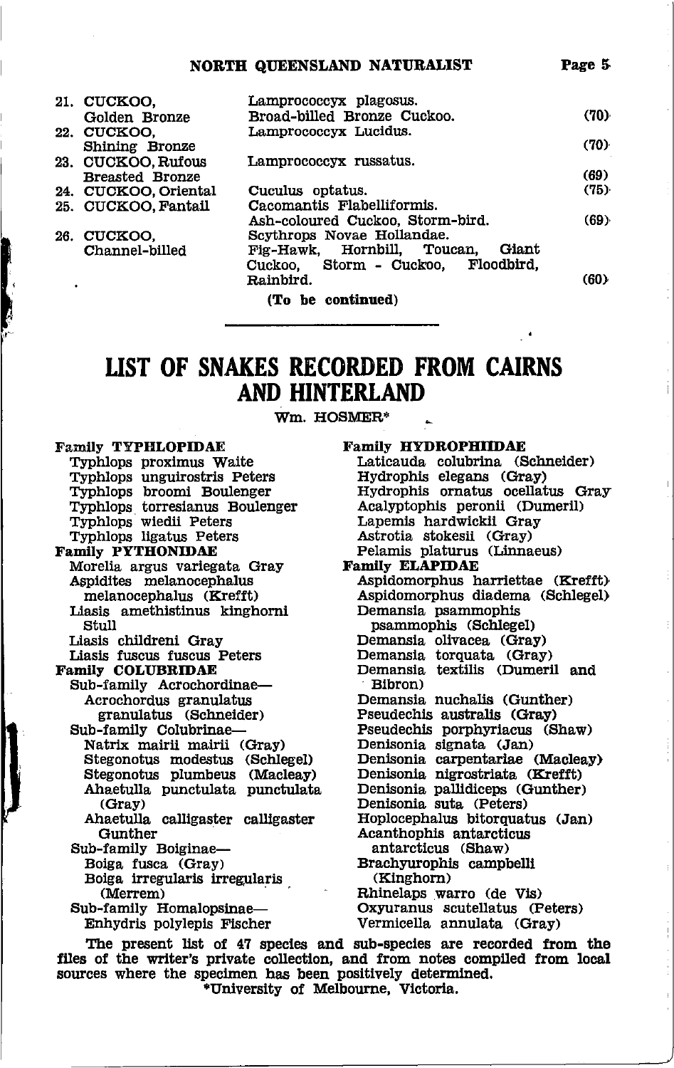| | | |
|---|---|---|
| 21. CUCKOO, Golden Bronze | Lamprococcyx plagosus. Broad-billed Bronze Cuckoo. | (70) |
| 22. CUCKOO, Shining Bronze | Lamprococcyx Lucidus. | (70) |
| 23. CUCKOO, Rufous Breasted Bronze | Lamprococcyx russatus. | (69) |
| 24. CUCKOO, Oriental | Cuculus optatus. | (75) |
| 25. CUCKOO, Fantail | Cacomantis Flabelliformis. Ash-coloured Cuckoo, Storm-bird. | (69) |
| 26. CUCKOO, Channel-billed | Scythrops Novae Hollandae. Fig-Hawk, Hornbill, Toucan, Giant Cuckoo, Storm - Cuckoo, Floodbird, Rainbird. | (60) |

**(To be continued)**

---

# LIST OF SNAKES RECORDED FROM CAIRNS AND HINTERLAND

Wm. HOSMER*

**Family TYPHLOPIDAE**

Typhlops proximus Waite
Typhlops unguirostris Peters
Typhlops broomi Boulenger
Typhlops torresianus Boulenger
Typhlops wiedii Peters
Typhlops ligatus Peters

**Family PYTHONIDAE**

Morelia argus variegata Gray
Aspidites melanocephalus melanocephalus (Krefft)
Liasis amethistinus kinghorni Stull
Liasis childreni Gray
Liasis fuscus fuscus Peters

**Family COLUBRIDAE**

Sub-family Acrochordinae—
Acrochordus granulatus granulatus (Schneider)

Sub-family Colubrinae—
Natrix mairii mairii (Gray)
Stegonotus modestus (Schlegel)
Stegonotus plumbeus (Macleay)
Ahaetulla punctulata punctulata (Gray)
Ahaetulla calligaster calligaster Gunther

Sub-family Boiginae—
Boiga fusca (Gray)
Boiga irregularis irregularis (Merrem)

Sub-family Homalopsinae—
Enhydris polylepis Fischer

**Family HYDROPHIIDAE**

Laticauda colubrina (Schneider)
Hydrophis elegans (Gray)
Hydrophis ornatus ocellatus Gray
Acalyptophis peronii (Dumeril)
Lapemis hardwickii Gray
Astrotia stokesii (Gray)
Pelamis platurus (Linnaeus)

**Family ELAPIDAE**

Aspidomorphus harriettae (Krefft)
Aspidomorphus diadema (Schlegel)
Demansia psammophis psammophis (Schlegel)
Demansia olivacea (Gray)
Demansia torquata (Gray)
Demansia textilis (Dumeril and Bibron)
Demansia nuchalis (Gunther)
Pseudechis australis (Gray)
Pseudechis porphyriacus (Shaw)
Denisonia signata (Jan)
Denisonia carpentariae (Macleay)
Denisonia nigrostriata (Krefft)
Denisonia pallidiceps (Gunther)
Denisonia suta (Peters)
Hoplocephalus bitorquatus (Jan)
Acanthophis antarcticus antarcticus (Shaw)
Brachyurophis campbelli (Kinghorn)
Rhinelaps warro (de Vis)
Oxyuranus scutellatus (Peters)
Vermicella annulata (Gray)

The present list of 47 species and sub-species are recorded from the files of the writer's private collection, and from notes compiled from local sources where the specimen has been positively determined.

*University of Melbourne, Victoria.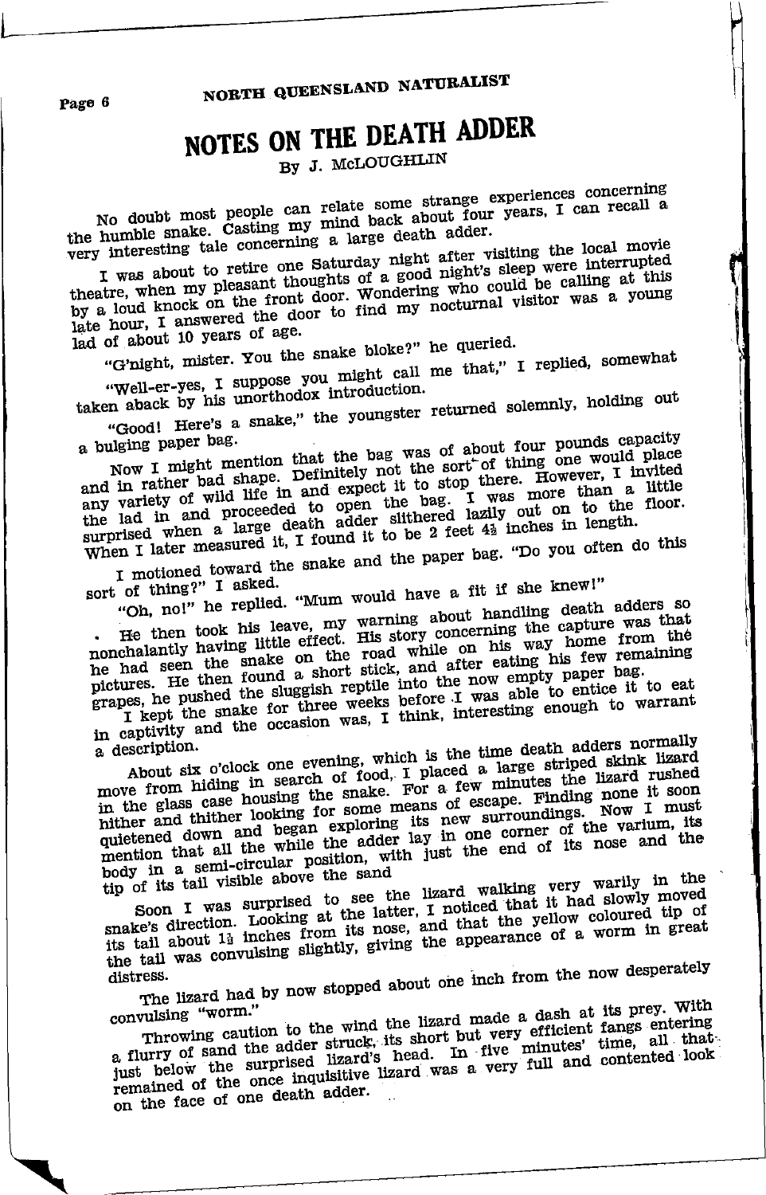# NOTES ON THE DEATH ADDER

By J. McLOUGHLIN

No doubt most people can relate some strange experiences concerning the humble snake. Casting my mind back about four years, I can recall a very interesting tale concerning a large death adder.

I was about to retire one Saturday night after visiting the local movie theatre, when my pleasant thoughts of a good night's sleep were interrupted by a loud knock on the front door. Wondering who could be calling at this late hour, I answered the door to find my nocturnal visitor was a young lad of about 10 years of age.

"G'night, mister. You the snake bloke?" he queried.

"Well-er-yes, I suppose you might call me that," I replied, somewhat taken aback by his unorthodox introduction.

"Good! Here's a snake," the youngster returned solemnly, holding out a bulging paper bag.

Now I might mention that the bag was of about four pounds capacity and in rather bad shape. Definitely not the sort of thing one would place any variety of wild life in and expect it to stop there. However, I invited the lad in and proceeded to open the bag. I was more than a little surprised when a large death adder slithered lazily out on to the floor. When I later measured it, I found it to be 2 feet 4½ inches in length.

I motioned toward the snake and the paper bag. "Do you often do this sort of thing?" I asked.

"Oh, no!" he replied. "Mum would have a fit if she knew!"

He then took his leave, my warning about handling death adders so nonchalantly having little effect. His story concerning the capture was that he had seen the snake on the road while on his way home from the pictures. He then found a short stick, and after eating his few remaining grapes, he pushed the sluggish reptile into the now empty paper bag.

I kept the snake for three weeks before I was able to entice it to eat in captivity and the occasion was, I think, interesting enough to warrant a description.

About six o'clock one evening, which is the time death adders normally move from hiding in search of food, I placed a large striped skink lizard in the glass case housing the snake. For a few minutes the lizard rushed hither and thither looking for some means of escape. Finding none it soon quietened down and began exploring its new surroundings. Now I must mention that all the while the adder lay in one corner of the varium, its body in a semi-circular position, with just the end of its nose and the tip of its tail visible above the sand

Soon I was surprised to see the lizard walking very warily in the snake's direction. Looking at the latter, I noticed that it had slowly moved its tail about 1½ inches from its nose, and that the yellow coloured tip of the tail was convulsing slightly, giving the appearance of a worm in great distress.

The lizard had by now stopped about one inch from the now desperately convulsing "worm."

Throwing caution to the wind the lizard made a dash at its prey. With a flurry of sand the adder struck, its short but very efficient fangs entering just below the surprised lizard's head. In five minutes' time, all that remained of the once inquisitive lizard was a very full and contented look on the face of one death adder.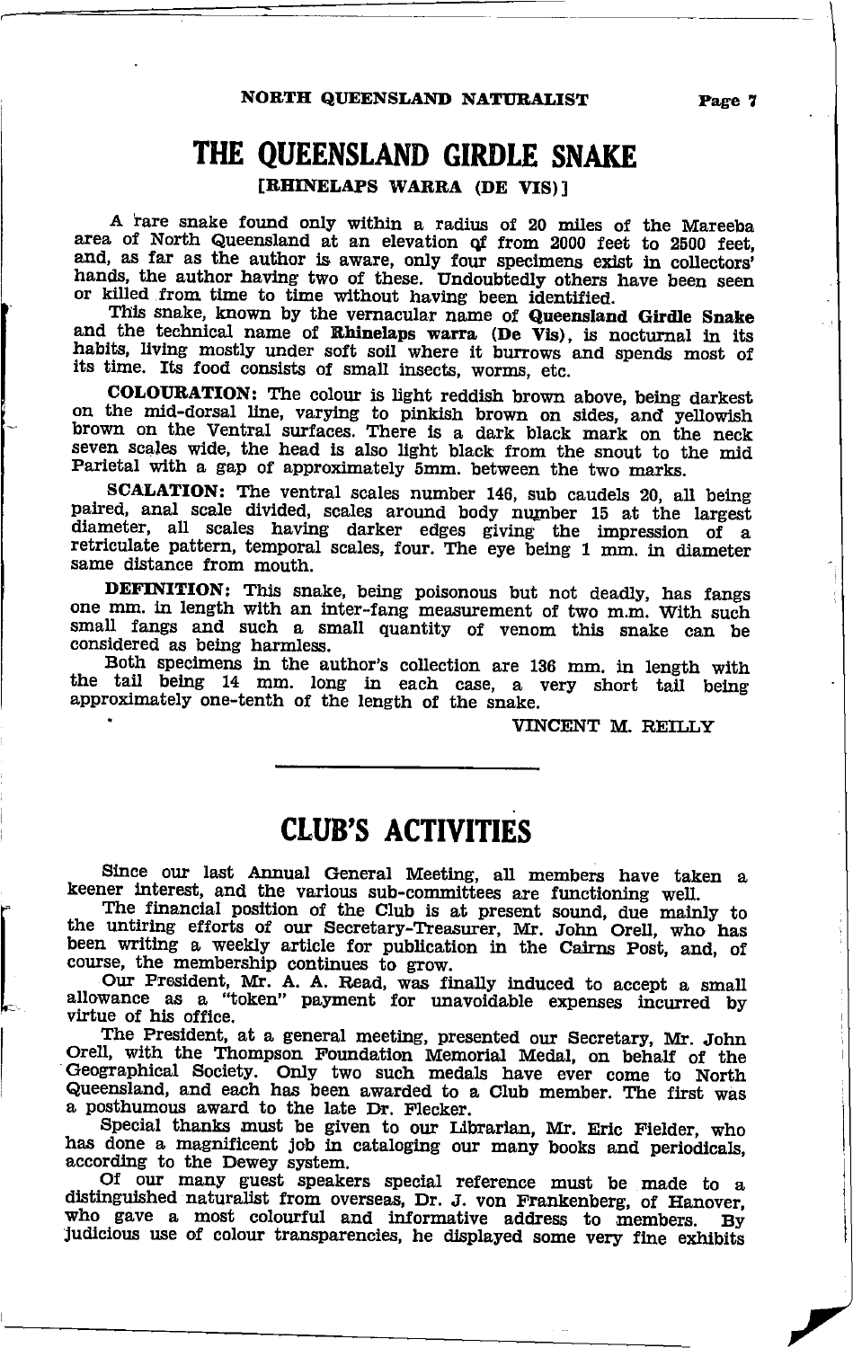# THE QUEENSLAND GIRDLE SNAKE

**[RHINELAPS WARRA (DE VIS)]**

A rare snake found only within a radius of 20 miles of the Mareeba area of North Queensland at an elevation of from 2000 feet to 2500 feet, and, as far as the author is aware, only four specimens exist in collectors' hands, the author having two of these. Undoubtedly others have been seen or killed from time to time without having been identified.

This snake, known by the vernacular name of **Queensland Girdle Snake** and the technical name of **Rhinelaps warra (De Vis)**, is nocturnal in its habits, living mostly under soft soil where it burrows and spends most of its time. Its food consists of small insects, worms, etc.

**COLOURATION:** The colour is light reddish brown above, being darkest on the mid-dorsal line, varying to pinkish brown on sides, and yellowish brown on the Ventral surfaces. There is a dark black mark on the neck seven scales wide, the head is also light black from the snout to the mid Parietal with a gap of approximately 5mm. between the two marks.

**SCALATION:** The ventral scales number 146, sub caudels 20, all being paired, anal scale divided, scales around body number 15 at the largest diameter, all scales having darker edges giving the impression of a retriculate pattern, temporal scales, four. The eye being 1 mm. in diameter same distance from mouth.

**DEFINITION:** This snake, being poisonous but not deadly, has fangs one mm. in length with an inter-fang measurement of two m.m. With such small fangs and such a small quantity of venom this snake can be considered as being harmless.

Both specimens in the author's collection are 136 mm. in length with the tail being 14 mm. long in each case, a very short tail being approximately one-tenth of the length of the snake.

VINCENT M. REILLY

---

# CLUB'S ACTIVITIES

Since our last Annual General Meeting, all members have taken a keener interest, and the various sub-committees are functioning well.

The financial position of the Club is at present sound, due mainly to the untiring efforts of our Secretary-Treasurer, Mr. John Orell, who has been writing a weekly article for publication in the Cairns Post, and, of course, the membership continues to grow.

Our President, Mr. A. A. Read, was finally induced to accept a small allowance as a "token" payment for unavoidable expenses incurred by virtue of his office.

The President, at a general meeting, presented our Secretary, Mr. John Orell, with the Thompson Foundation Memorial Medal, on behalf of the Geographical Society. Only two such medals have ever come to North Queensland, and each has been awarded to a Club member. The first was a posthumous award to the late Dr. Flecker.

Special thanks must be given to our Librarian, Mr. Eric Fielder, who has done a magnificent job in cataloging our many books and periodicals, according to the Dewey system.

Of our many guest speakers special reference must be made to a distinguished naturalist from overseas, Dr. J. von Frankenberg, of Hanover, who gave a most colourful and informative address to members. By judicious use of colour transparencies, he displayed some very fine exhibits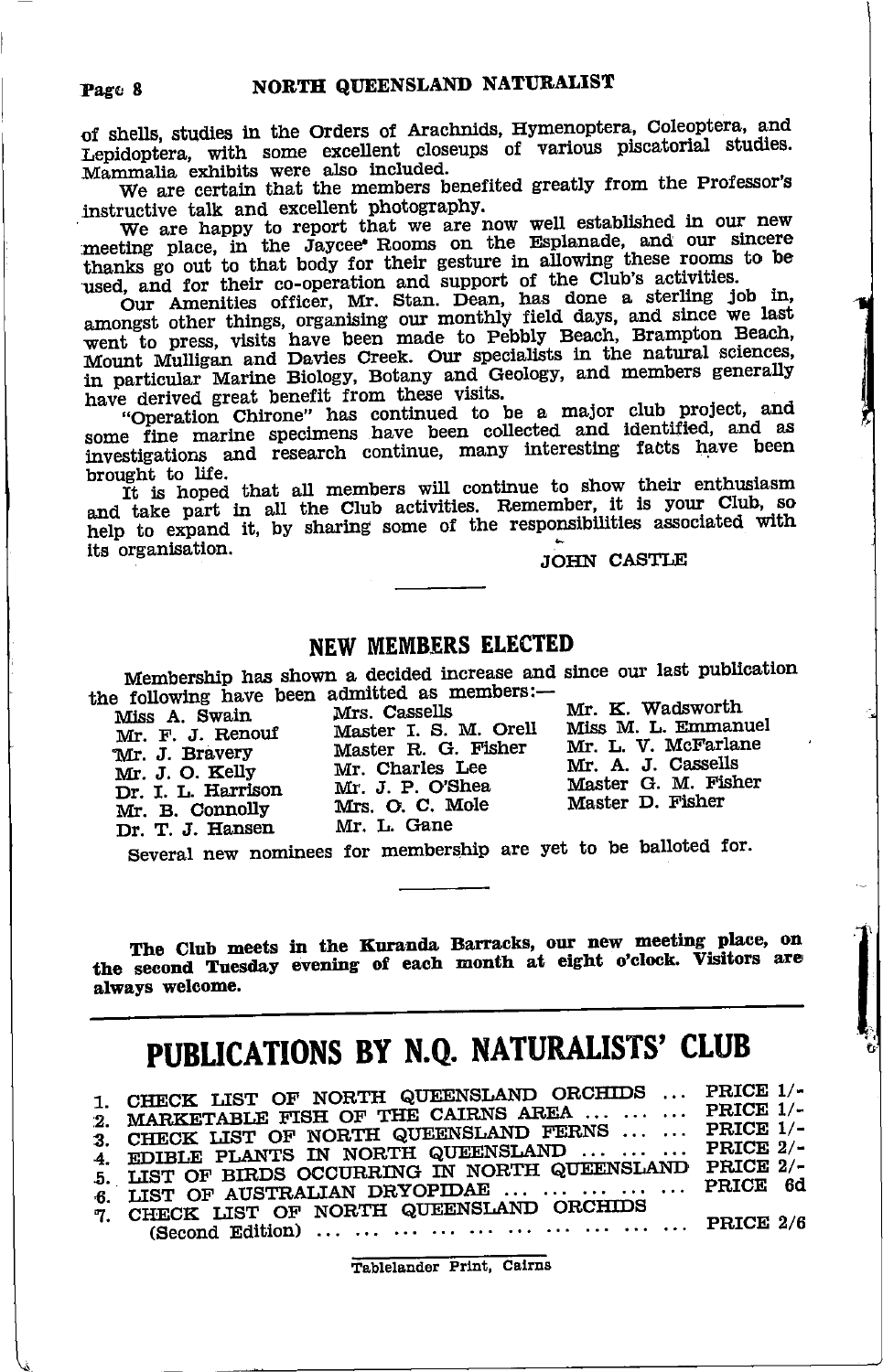of shells, studies in the Orders of Arachnids, Hymenoptera, Coleoptera, and Lepidoptera, with some excellent closeups of various piscatorial studies. Mammalia exhibits were also included.

We are certain that the members benefited greatly from the Professor's instructive talk and excellent photography.

We are happy to report that we are now well established in our new meeting place, in the Jaycee* Rooms on the Esplanade, and our sincere thanks go out to that body for their gesture in allowing these rooms to be used, and for their co-operation and support of the Club's activities.

Our Amenities officer, Mr. Stan. Dean, has done a sterling job in, amongst other things, organising our monthly field days, and since we last went to press, visits have been made to Pebbly Beach, Brampton Beach, Mount Mulligan and Davies Creek. Our specialists in the natural sciences, in particular Marine Biology, Botany and Geology, and members generally have derived great benefit from these visits.

"Operation Chirone" has continued to be a major club project, and some fine marine specimens have been collected and identified, and as investigations and research continue, many interesting facts have been brought to life.

It is hoped that all members will continue to show their enthusiasm and take part in all the Club activities. Remember, it is your Club, so help to expand it, by sharing some of the responsibilities associated with its organisation.

JOHN CASTLE

## NEW MEMBERS ELECTED

Membership has shown a decided increase and since our last publication the following have been admitted as members:—

| | | |
|---|---|---|
| Miss A. Swain | Mrs. Cassells | Mr. K. Wadsworth |
| Mr. F. J. Renouf | Master I. S. M. Orell | Miss M. L. Emmanuel |
| Mr. J. Bravery | Master R. G. Fisher | Mr. L. V. McFarlane |
| Mr. J. O. Kelly | Mr. Charles Lee | Mr. A. J. Cassells |
| Dr. I. L. Harrison | Mr. J. P. O'Shea | Master G. M. Fisher |
| Mr. B. Connolly | Mrs. O. C. Mole | Master D. Fisher |
| Dr. T. J. Hansen | Mr. L. Gane | |

Several new nominees for membership are yet to be balloted for.

**The Club meets in the Kuranda Barracks, our new meeting place, on the second Tuesday evening of each month at eight o'clock. Visitors are always welcome.**

# PUBLICATIONS BY N.Q. NATURALISTS' CLUB

1. CHECK LIST OF NORTH QUEENSLAND ORCHIDS ... PRICE 1/-
2. MARKETABLE FISH OF THE CAIRNS AREA ... ... ... PRICE 1/-
3. CHECK LIST OF NORTH QUEENSLAND FERNS ... ... PRICE 1/-
4. EDIBLE PLANTS IN NORTH QUEENSLAND ... ... ... PRICE 2/-
5. LIST OF BIRDS OCCURRING IN NORTH QUEENSLAND PRICE 2/-
6. LIST OF AUSTRALIAN DRYOPIDAE ... ... ... ... ... PRICE 6d
7. CHECK LIST OF NORTH QUEENSLAND ORCHIDS (Second Edition) ... ... ... ... ... ... ... ... ... PRICE 2/6

Tablelander Print, Cairns